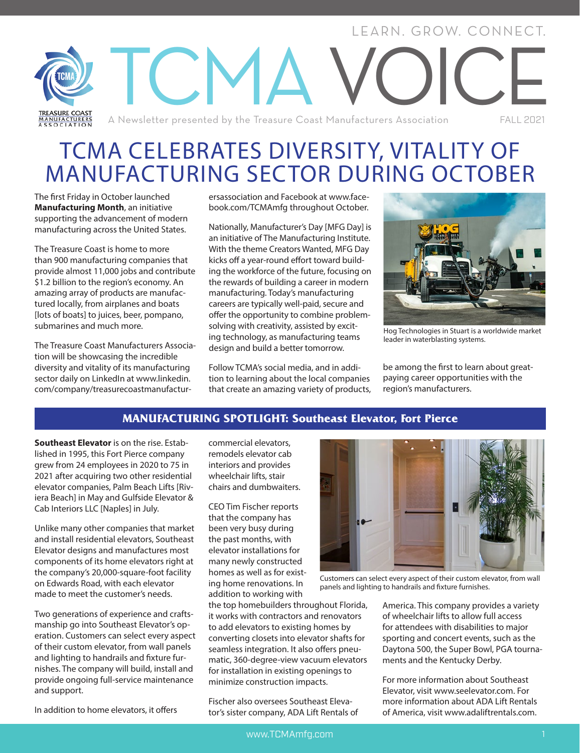LEARN. GROW. CONNECT.

# TCMA VOICE

A Newsletter presented by the Treasure Coast Manufacturers Association — FALL 2021

# TCMA CELEBRATES DIVERSITY, VITALITY OF MANUFACTURING SECTOR DURING OCTOBER

The first Friday in October launched **Manufacturing Month**, an initiative supporting the advancement of modern manufacturing across the United States.

The Treasure Coast is home to more than 900 manufacturing companies that provide almost 11,000 jobs and contribute $1.2 billion to the region's economy. An amazing array of products are manufactured locally, from airplanes and boats [lots of boats] to juices, beer, pompano, submarines and much more.

The Treasure Coast Manufacturers Association will be showcasing the incredible diversity and vitality of its manufacturing sector daily on LinkedIn at www.linkedin.com/company/treasurecoastmanufacturersassociation and Facebook at www.facebook.com/TCMAmfg throughout October.

Nationally, Manufacturer's Day [MFG Day] is an initiative of The Manufacturing Institute. With the theme Creators Wanted, MFG Day kicks off a year-round effort toward building the workforce of the future, focusing on the rewards of building a career in modern manufacturing. Today's manufacturing careers are typically well-paid, secure and offer the opportunity to combine problem-solving with creativity, assisted by exciting technology, as manufacturing teams design and build a better tomorrow.

Follow TCMA's social media, and in addition to learning about the local companies that create an amazing variety of products, be among the first to learn about great-paying career opportunities with the region's manufacturers.

Hog Technologies in Stuart is a worldwide market leader in waterblasting systems.

## MANUFACTURING SPOTLIGHT: Southeast Elevator, Fort Pierce

**Southeast Elevator** is on the rise. Established in 1995, this Fort Pierce company grew from 24 employees in 2020 to 75 in 2021 after acquiring two other residential elevator companies, Palm Beach Lifts [Riviera Beach] in May and Gulfside Elevator & Cab Interiors LLC [Naples] in July.

Unlike many other companies that market and install residential elevators, Southeast Elevator designs and manufactures most components of its home elevators right at the company's 20,000-square-foot facility on Edwards Road, with each elevator made to meet the customer's needs.

Two generations of experience and craftsmanship go into Southeast Elevator's operation. Customers can select every aspect of their custom elevator, from wall panels and lighting to handrails and fixture furnishes. The company will build, install and provide ongoing full-service maintenance and support.

In addition to home elevators, it offers commercial elevators, remodels elevator cab interiors and provides wheelchair lifts, stair chairs and dumbwaiters.

CEO Tim Fischer reports that the company has been very busy during the past months, with elevator installations for many newly constructed homes as well as for existing home renovations. In addition to working with the top homebuilders throughout Florida, it works with contractors and renovators to add elevators to existing homes by converting closets into elevator shafts for seamless integration. It also offers pneumatic, 360-degree-view vacuum elevators for installation in existing openings to minimize construction impacts.

Fischer also oversees Southeast Elevator's sister company, ADA Lift Rentals of America. This company provides a variety of wheelchair lifts to allow full access for attendees with disabilities to major sporting and concert events, such as the Daytona 500, the Super Bowl, PGA tournaments and the Kentucky Derby.

For more information about Southeast Elevator, visit www.seelevator.com. For more information about ADA Lift Rentals of America, visit www.adaliftrentals.com.

Customers can select every aspect of their custom elevator, from wall panels and lighting to handrails and fixture furnishes.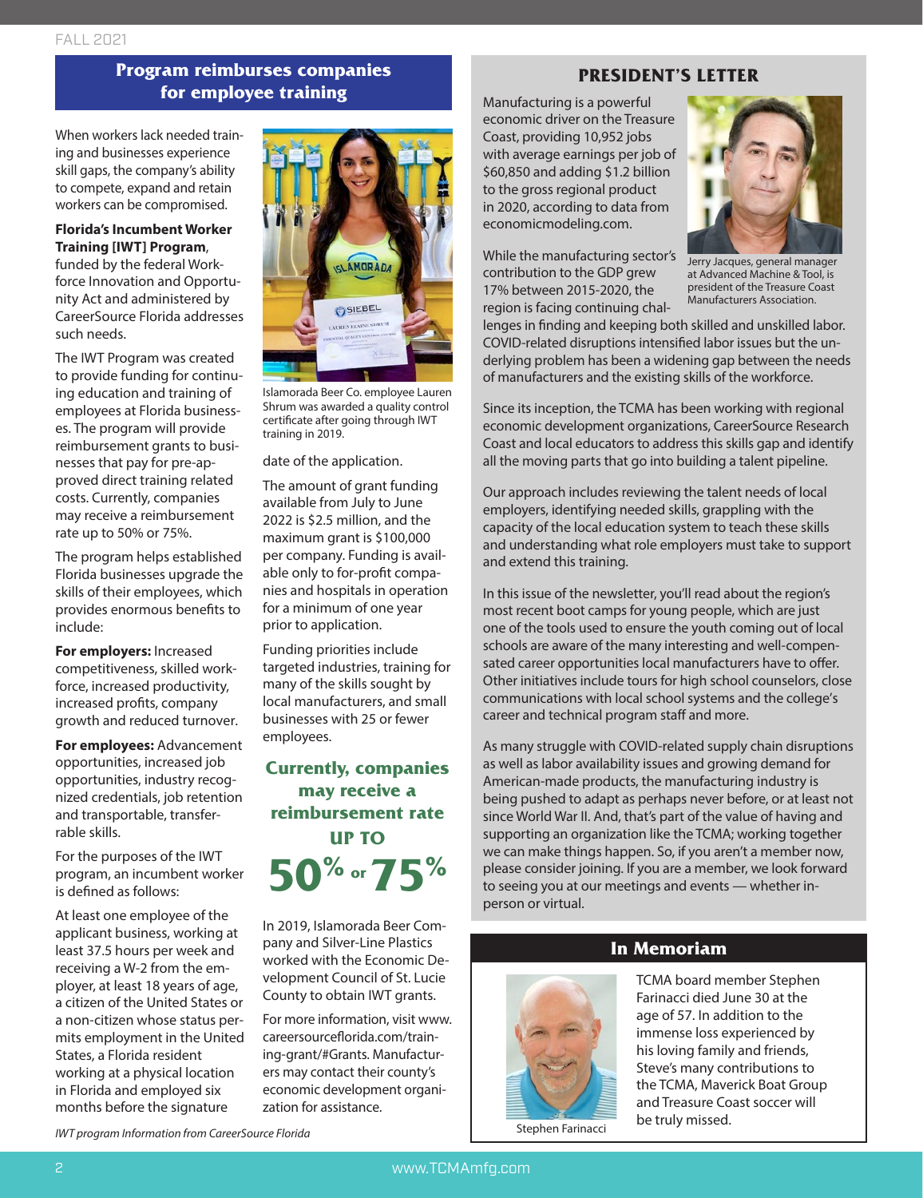## Program reimburses companies for employee training

When workers lack needed training and businesses experience skill gaps, the company's ability to compete, expand and retain workers can be compromised.

**Florida's Incumbent Worker Training [IWT] Program**, funded by the federal Workforce Innovation and Opportunity Act and administered by CareerSource Florida addresses such needs.

The IWT Program was created to provide funding for continuing education and training of employees at Florida businesses. The program will provide reimbursement grants to businesses that pay for pre-approved direct training related costs. Currently, companies may receive a reimbursement rate up to 50% or 75%.

The program helps established Florida businesses upgrade the skills of their employees, which provides enormous benefits to include:

**For employers:** Increased competitiveness, skilled workforce, increased productivity, increased profits, company growth and reduced turnover.

**For employees:** Advancement opportunities, increased job opportunities, industry recognized credentials, job retention and transportable, transferrable skills.

For the purposes of the IWT program, an incumbent worker is defined as follows:

At least one employee of the applicant business, working at least 37.5 hours per week and receiving a W-2 from the employer, at least 18 years of age, a citizen of the United States or a non-citizen whose status permits employment in the United States, a Florida resident working at a physical location in Florida and employed six months before the signature date of the application.

Islamorada Beer Co. employee Lauren Shrum was awarded a quality control certificate after going through IWT training in 2019.

The amount of grant funding available from July to June 2022 is $2.5 million, and the maximum grant is $100,000 per company. Funding is available only to for-profit companies and hospitals in operation for a minimum of one year prior to application.

Funding priorities include targeted industries, training for many of the skills sought by local manufacturers, and small businesses with 25 or fewer employees.

**Currently, companies may receive a reimbursement rate UP TO 50% or 75%**

In 2019, Islamorada Beer Company and Silver-Line Plastics worked with the Economic Development Council of St. Lucie County to obtain IWT grants.

For more information, visit www.careersourceflorida.com/training-grant/#Grants. Manufacturers may contact their county's economic development organization for assistance.

*IWT program Information from CareerSource Florida*

## PRESIDENT'S LETTER

Manufacturing is a powerful economic driver on the Treasure Coast, providing 10,952 jobs with average earnings per job of $60,850 and adding $1.2 billion to the gross regional product in 2020, according to data from economicmodeling.com.

Jerry Jacques, general manager at Advanced Machine & Tool, is president of the Treasure Coast Manufacturers Association.

While the manufacturing sector's contribution to the GDP grew 17% between 2015-2020, the region is facing continuing challenges in finding and keeping both skilled and unskilled labor. COVID-related disruptions intensified labor issues but the underlying problem has been a widening gap between the needs of manufacturers and the existing skills of the workforce.

Since its inception, the TCMA has been working with regional economic development organizations, CareerSource Research Coast and local educators to address this skills gap and identify all the moving parts that go into building a talent pipeline.

Our approach includes reviewing the talent needs of local employers, identifying needed skills, grappling with the capacity of the local education system to teach these skills and understanding what role employers must take to support and extend this training.

In this issue of the newsletter, you'll read about the region's most recent boot camps for young people, which are just one of the tools used to ensure the youth coming out of local schools are aware of the many interesting and well-compensated career opportunities local manufacturers have to offer. Other initiatives include tours for high school counselors, close communications with local school systems and the college's career and technical program staff and more.

As many struggle with COVID-related supply chain disruptions as well as labor availability issues and growing demand for American-made products, the manufacturing industry is being pushed to adapt as perhaps never before, or at least not since World War II. And, that's part of the value of having and supporting an organization like the TCMA; working together we can make things happen. So, if you aren't a member now, please consider joining. If you are a member, we look forward to seeing you at our meetings and events — whether in-person or virtual.

## In Memoriam

Stephen Farinacci

TCMA board member Stephen Farinacci died June 30 at the age of 57. In addition to the immense loss experienced by his loving family and friends, Steve's many contributions to the TCMA, Maverick Boat Group and Treasure Coast soccer will be truly missed.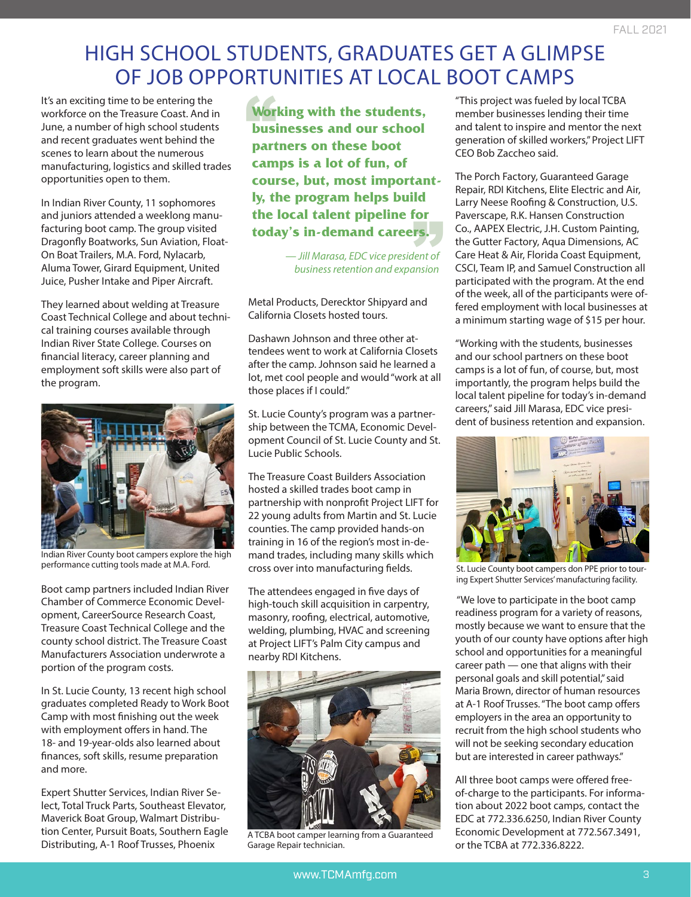// HIGH SCHOOL STUDENTS, GRADUATES GET A GLIMPSE OF JOB OPPORTUNITIES AT LOCAL BOOT CAMPS

It's an exciting time to be entering the workforce on the Treasure Coast. And in June, a number of high school students and recent graduates went behind the scenes to learn about the numerous manufacturing, logistics and skilled trades opportunities open to them.

In Indian River County, 11 sophomores and juniors attended a weeklong manufacturing boot camp. The group visited Dragonfly Boatworks, Sun Aviation, Float-On Boat Trailers, M.A. Ford, Nylacarb, Aluma Tower, Girard Equipment, United Juice, Pusher Intake and Piper Aircraft.

They learned about welding at Treasure Coast Technical College and about technical training courses available through Indian River State College. Courses on financial literacy, career planning and employment soft skills were also part of the program.

Indian River County boot campers explore the high performance cutting tools made at M.A. Ford.

Boot camp partners included Indian River Chamber of Commerce Economic Development, CareerSource Research Coast, Treasure Coast Technical College and the county school district. The Treasure Coast Manufacturers Association underwrote a portion of the program costs.

In St. Lucie County, 13 recent high school graduates completed Ready to Work Boot Camp with most finishing out the week with employment offers in hand. The 18- and 19-year-olds also learned about finances, soft skills, resume preparation and more.

Expert Shutter Services, Indian River Select, Total Truck Parts, Southeast Elevator, Maverick Boat Group, Walmart Distribution Center, Pursuit Boats, Southern Eagle Distributing, A-1 Roof Trusses, Phoenix Metal Products, Derecktor Shipyard and California Closets hosted tours.

> **"Working with the students, businesses and our school partners on these boot camps is a lot of fun, of course, but, most importantly, the program helps build the local talent pipeline for today's in-demand careers."**
>
> *— Jill Marasa, EDC vice president of business retention and expansion*

Dashawn Johnson and three other attendees went to work at California Closets after the camp. Johnson said he learned a lot, met cool people and would "work at all those places if I could."

St. Lucie County's program was a partnership between the TCMA, Economic Development Council of St. Lucie County and St. Lucie Public Schools.

The Treasure Coast Builders Association hosted a skilled trades boot camp in partnership with nonprofit Project LIFT for 22 young adults from Martin and St. Lucie counties. The camp provided hands-on training in 16 of the region's most in-demand trades, including many skills which cross over into manufacturing fields.

The attendees engaged in five days of high-touch skill acquisition in carpentry, masonry, roofing, electrical, automotive, welding, plumbing, HVAC and screening at Project LIFT's Palm City campus and nearby RDI Kitchens.

A TCBA boot camper learning from a Guaranteed Garage Repair technician.

"This project was fueled by local TCBA member businesses lending their time and talent to inspire and mentor the next generation of skilled workers," Project LIFT CEO Bob Zaccheo said.

The Porch Factory, Guaranteed Garage Repair, RDI Kitchens, Elite Electric and Air, Larry Neese Roofing & Construction, U.S. Paverscape, R.K. Hansen Construction Co., AAPEX Electric, J.H. Custom Painting, the Gutter Factory, Aqua Dimensions, AC Care Heat & Air, Florida Coast Equipment, CSCI, Team IP, and Samuel Construction all participated with the program. At the end of the week, all of the participants were offered employment with local businesses at a minimum starting wage of $15 per hour.

"Working with the students, businesses and our school partners on these boot camps is a lot of fun, of course, but, most importantly, the program helps build the local talent pipeline for today's in-demand careers," said Jill Marasa, EDC vice president of business retention and expansion.

St. Lucie County boot campers don PPE prior to touring Expert Shutter Services' manufacturing facility.

"We love to participate in the boot camp readiness program for a variety of reasons, mostly because we want to ensure that the youth of our county have options after high school and opportunities for a meaningful career path — one that aligns with their personal goals and skill potential," said Maria Brown, director of human resources at A-1 Roof Trusses. "The boot camp offers employers in the area an opportunity to recruit from the high school students who will not be seeking secondary education but are interested in career pathways."

All three boot camps were offered free-of-charge to the participants. For information about 2022 boot camps, contact the EDC at 772.336.6250, Indian River County Economic Development at 772.567.3491, or the TCBA at 772.336.8222.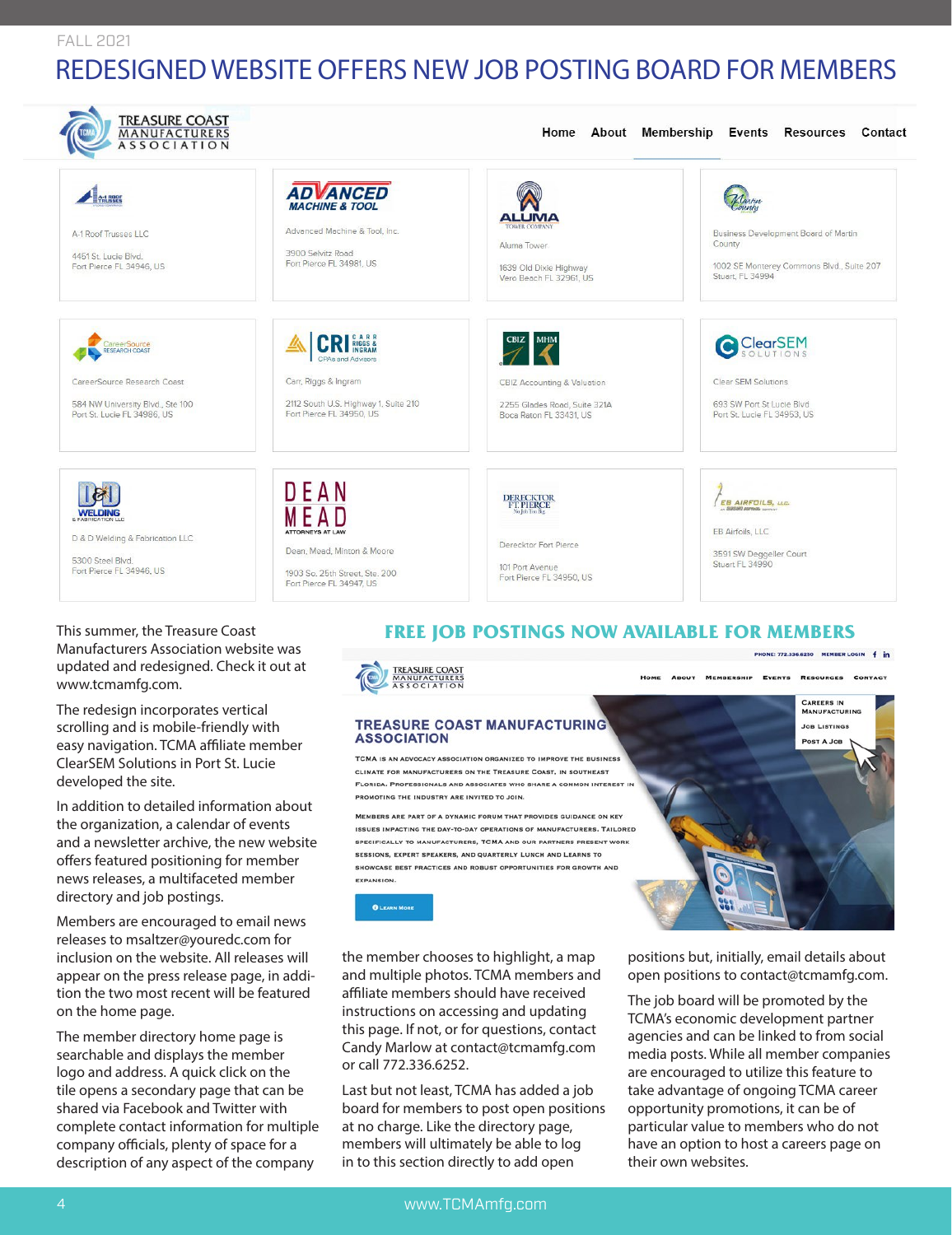FALL 2021

# REDESIGNED WEBSITE OFFERS NEW JOB POSTING BOARD FOR MEMBERS

This summer, the Treasure Coast Manufacturers Association website was updated and redesigned. Check it out at www.tcmamfg.com.

The redesign incorporates vertical scrolling and is mobile-friendly with easy navigation. TCMA affiliate member ClearSEM Solutions in Port St. Lucie developed the site.

In addition to detailed information about the organization, a calendar of events and a newsletter archive, the new website offers featured positioning for member news releases, a multifaceted member directory and job postings.

Members are encouraged to email news releases to msaltzer@youredc.com for inclusion on the website. All releases will appear on the press release page, in addition the two most recent will be featured on the home page.

The member directory home page is searchable and displays the member logo and address. A quick click on the tile opens a secondary page that can be shared via Facebook and Twitter with complete contact information for multiple company officials, plenty of space for a description of any aspect of the company the member chooses to highlight, a map and multiple photos. TCMA members and affiliate members should have received instructions on accessing and updating this page. If not, or for questions, contact Candy Marlow at contact@tcmamfg.com or call 772.336.6252.

## FREE JOB POSTINGS NOW AVAILABLE FOR MEMBERS

Last but not least, TCMA has added a job board for members to post open positions at no charge. Like the directory page, members will ultimately be able to log in to this section directly to add open positions but, initially, email details about open positions to contact@tcmamfg.com.

The job board will be promoted by the TCMA's economic development partner agencies and can be linked to from social media posts. While all member companies are encouraged to utilize this feature to take advantage of ongoing TCMA career opportunity promotions, it can be of particular value to members who do not have an option to host a careers page on their own websites.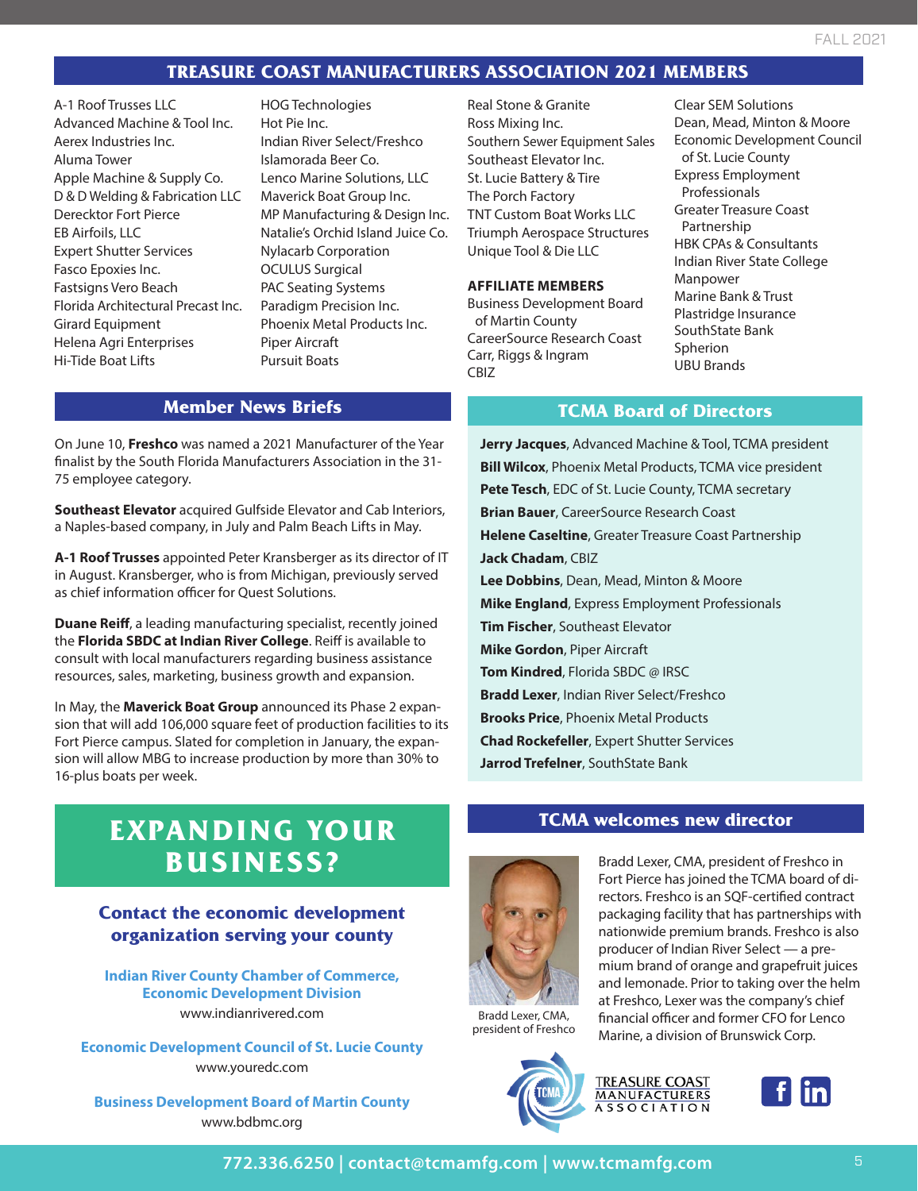## TREASURE COAST MANUFACTURERS ASSOCIATION 2021 MEMBERS

A-1 Roof Trusses LLC
Advanced Machine & Tool Inc.
Aerex Industries Inc.
Aluma Tower
Apple Machine & Supply Co.
D & D Welding & Fabrication LLC
Derecktor Fort Pierce
EB Airfoils, LLC
Expert Shutter Services
Fasco Epoxies Inc.
Fastsigns Vero Beach
Florida Architectural Precast Inc.
Girard Equipment
Helena Agri Enterprises
Hi-Tide Boat Lifts
HOG Technologies
Hot Pie Inc.
Indian River Select/Freshco
Islamorada Beer Co.
Lenco Marine Solutions, LLC
Maverick Boat Group Inc.
MP Manufacturing & Design Inc.
Natalie's Orchid Island Juice Co.
Nylacarb Corporation
OCULUS Surgical
PAC Seating Systems
Paradigm Precision Inc.
Phoenix Metal Products Inc.
Piper Aircraft
Pursuit Boats
Real Stone & Granite
Ross Mixing Inc.
Southern Sewer Equipment Sales
Southeast Elevator Inc.
St. Lucie Battery & Tire
The Porch Factory
TNT Custom Boat Works LLC
Triumph Aerospace Structures
Unique Tool & Die LLC

**AFFILIATE MEMBERS**

Business Development Board of Martin County
CareerSource Research Coast
Carr, Riggs & Ingram
CBIZ
Clear SEM Solutions
Dean, Mead, Minton & Moore
Economic Development Council of St. Lucie County
Express Employment Professionals
Greater Treasure Coast Partnership
HBK CPAs & Consultants
Indian River State College
Manpower
Marine Bank & Trust
Plastridge Insurance
SouthState Bank
Spherion
UBU Brands

## Member News Briefs

On June 10, **Freshco** was named a 2021 Manufacturer of the Year finalist by the South Florida Manufacturers Association in the 31-75 employee category.

**Southeast Elevator** acquired Gulfside Elevator and Cab Interiors, a Naples-based company, in July and Palm Beach Lifts in May.

**A-1 Roof Trusses** appointed Peter Kransberger as its director of IT in August. Kransberger, who is from Michigan, previously served as chief information officer for Quest Solutions.

**Duane Reiff**, a leading manufacturing specialist, recently joined the **Florida SBDC at Indian River College**. Reiff is available to consult with local manufacturers regarding business assistance resources, sales, marketing, business growth and expansion.

In May, the **Maverick Boat Group** announced its Phase 2 expansion that will add 106,000 square feet of production facilities to its Fort Pierce campus. Slated for completion in January, the expansion will allow MBG to increase production by more than 30% to 16-plus boats per week.

## TCMA Board of Directors

**Jerry Jacques**, Advanced Machine & Tool, TCMA president
**Bill Wilcox**, Phoenix Metal Products, TCMA vice president
**Pete Tesch**, EDC of St. Lucie County, TCMA secretary
**Brian Bauer**, CareerSource Research Coast
**Helene Caseltine**, Greater Treasure Coast Partnership
**Jack Chadam**, CBIZ
**Lee Dobbins**, Dean, Mead, Minton & Moore
**Mike England**, Express Employment Professionals
**Tim Fischer**, Southeast Elevator
**Mike Gordon**, Piper Aircraft
**Tom Kindred**, Florida SBDC @ IRSC
**Bradd Lexer**, Indian River Select/Freshco
**Brooks Price**, Phoenix Metal Products
**Chad Rockefeller**, Expert Shutter Services
**Jarrod Trefelner**, SouthState Bank

## EXPANDING YOUR BUSINESS?

### Contact the economic development organization serving your county

**Indian River County Chamber of Commerce, Economic Development Division**
www.indianrivered.com

**Economic Development Council of St. Lucie County**
www.youredc.com

**Business Development Board of Martin County**
www.bdbmc.org

## TCMA welcomes new director

Bradd Lexer, CMA, president of Freshco

Bradd Lexer, CMA, president of Freshco in Fort Pierce has joined the TCMA board of directors. Freshco is an SQF-certified contract packaging facility that has partnerships with nationwide premium brands. Freshco is also producer of Indian River Select — a premium brand of orange and grapefruit juices and lemonade. Prior to taking over the helm at Freshco, Lexer was the company's chief financial officer and former CFO for Lenco Marine, a division of Brunswick Corp.

TREASURE COAST MANUFACTURERS ASSOCIATION

772.336.6250 | contact@tcmamfg.com | www.tcmamfg.com